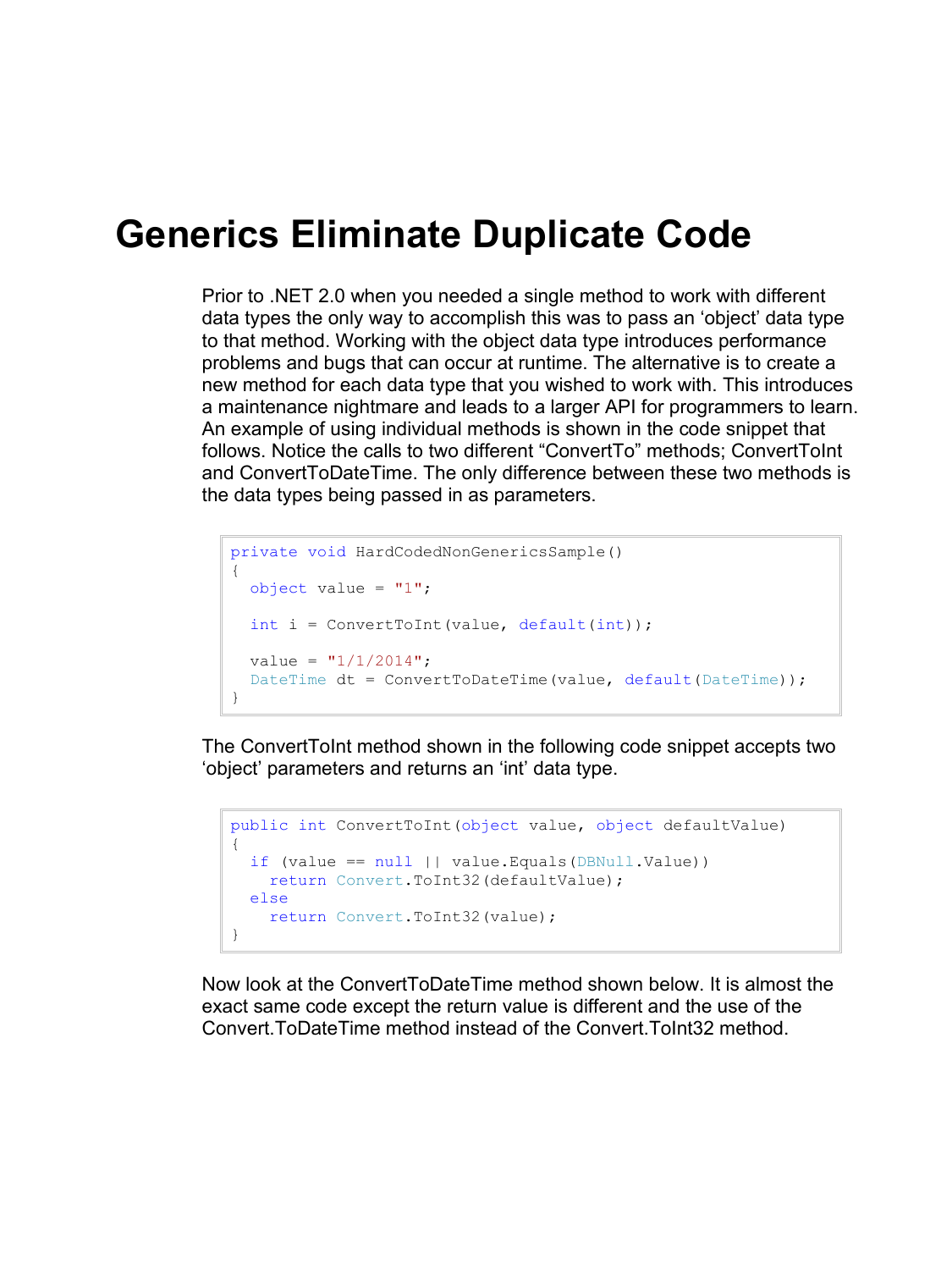# Generics Eliminate Duplicate Code

Prior to .NET 2.0 when you needed a single method to work with different data types the only way to accomplish this was to pass an 'object' data type to that method. Working with the object data type introduces performance problems and bugs that can occur at runtime. The alternative is to create a new method for each data type that you wished to work with. This introduces a maintenance nightmare and leads to a larger API for programmers to learn. An example of using individual methods is shown in the code snippet that follows. Notice the calls to two different "ConvertTo" methods; ConvertToInt and ConvertToDateTime. The only difference between these two methods is the data types being passed in as parameters.

```
private void HardCodedNonGenericsSample()
{
  object value = "1";

  int i = ConvertToInt(value, default(int));

  value = "1/1/2014";
  DateTime dt = ConvertToDateTime(value, default(DateTime));
}
```

The ConvertToInt method shown in the following code snippet accepts two 'object' parameters and returns an 'int' data type.

```
public int ConvertToInt(object value, object defaultValue)
{
  if (value == null || value.Equals(DBNull.Value))
    return Convert.ToInt32(defaultValue);
  else
    return Convert.ToInt32(value);
}
```

Now look at the ConvertToDateTime method shown below. It is almost the exact same code except the return value is different and the use of the Convert.ToDateTime method instead of the Convert.ToInt32 method.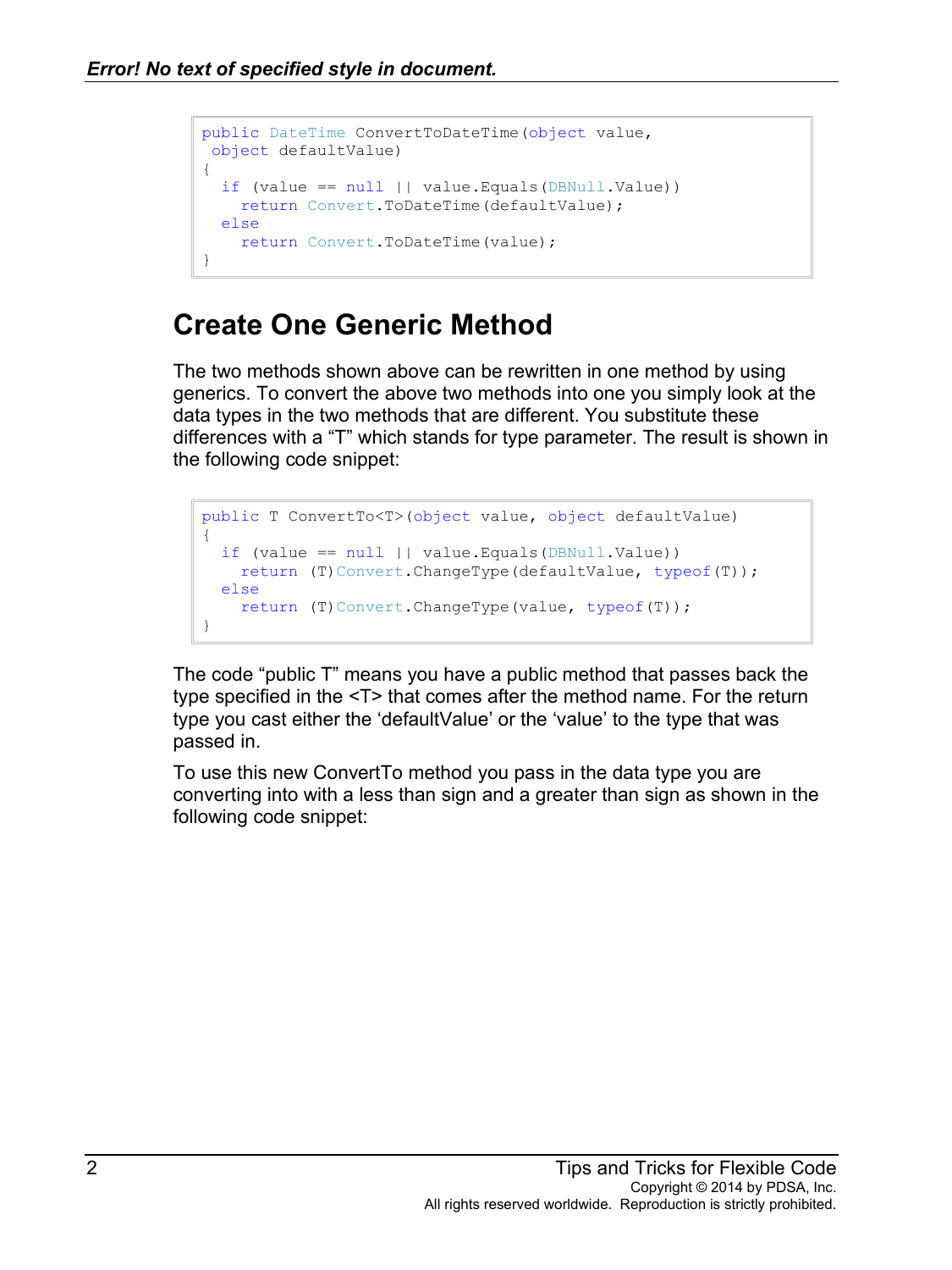```
public DateTime ConvertToDateTime(object value,
 object defaultValue)
{
  if (value == null || value.Equals(DBNull.Value))
    return Convert.ToDateTime(defaultValue);
  else
    return Convert.ToDateTime(value);
}
```

## Create One Generic Method

The two methods shown above can be rewritten in one method by using generics. To convert the above two methods into one you simply look at the data types in the two methods that are different. You substitute these differences with a "T" which stands for type parameter. The result is shown in the following code snippet:

```
public T ConvertTo<T>(object value, object defaultValue)
{
  if (value == null || value.Equals(DBNull.Value))
    return (T)Convert.ChangeType(defaultValue, typeof(T));
  else
    return (T)Convert.ChangeType(value, typeof(T));
}
```

The code "public T" means you have a public method that passes back the type specified in the <T> that comes after the method name. For the return type you cast either the 'defaultValue' or the 'value' to the type that was passed in.

To use this new ConvertTo method you pass in the data type you are converting into with a less than sign and a greater than sign as shown in the following code snippet: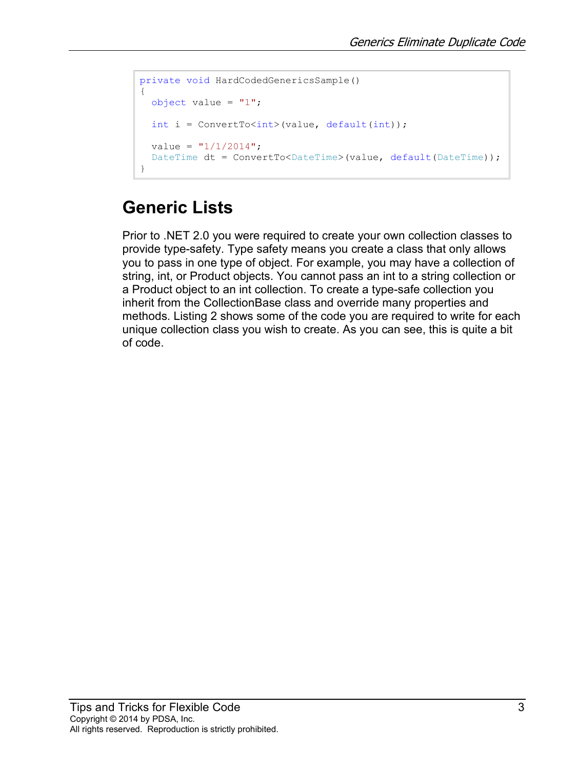```
private void HardCodedGenericsSample()
{
  object value = "1";

  int i = ConvertTo<int>(value, default(int));

  value = "1/1/2014";
  DateTime dt = ConvertTo<DateTime>(value, default(DateTime));
}
```

## Generic Lists

Prior to .NET 2.0 you were required to create your own collection classes to provide type-safety. Type safety means you create a class that only allows you to pass in one type of object. For example, you may have a collection of string, int, or Product objects. You cannot pass an int to a string collection or a Product object to an int collection. To create a type-safe collection you inherit from the CollectionBase class and override many properties and methods. Listing 2 shows some of the code you are required to write for each unique collection class you wish to create. As you can see, this is quite a bit of code.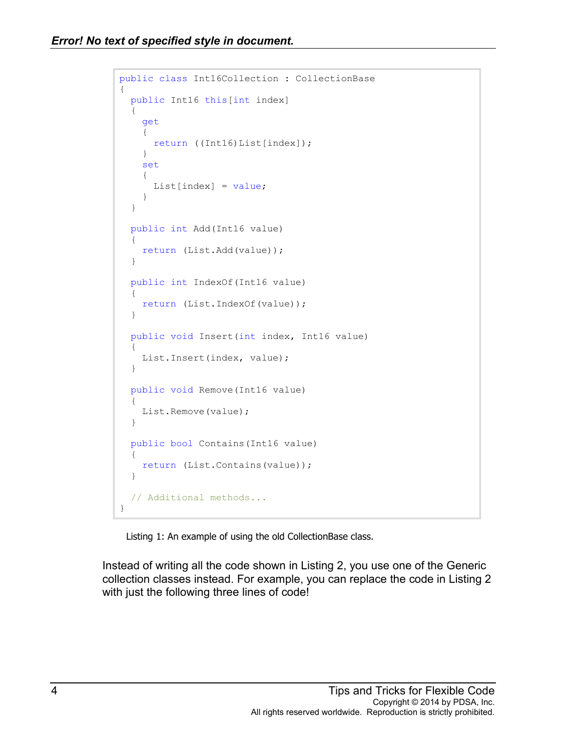```
public class Int16Collection : CollectionBase
{
  public Int16 this[int index]
  {
    get
    {
      return ((Int16)List[index]);
    }
    set
    {
      List[index] = value;
    }
  }

  public int Add(Int16 value)
  {
    return (List.Add(value));
  }

  public int IndexOf(Int16 value)
  {
    return (List.IndexOf(value));
  }

  public void Insert(int index, Int16 value)
  {
    List.Insert(index, value);
  }

  public void Remove(Int16 value)
  {
    List.Remove(value);
  }

  public bool Contains(Int16 value)
  {
    return (List.Contains(value));
  }

  // Additional methods...
}
```

Listing 1: An example of using the old CollectionBase class.

Instead of writing all the code shown in Listing 2, you use one of the Generic collection classes instead. For example, you can replace the code in Listing 2 with just the following three lines of code!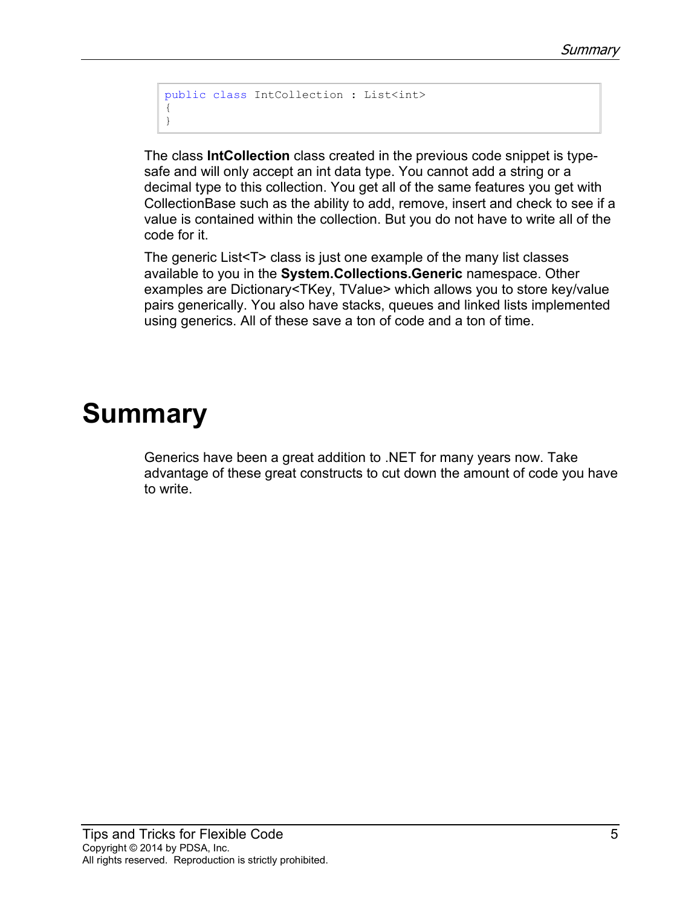```
public class IntCollection : List<int>
{
}
```

The class **IntCollection** class created in the previous code snippet is type-safe and will only accept an int data type. You cannot add a string or a decimal type to this collection. You get all of the same features you get with CollectionBase such as the ability to add, remove, insert and check to see if a value is contained within the collection. But you do not have to write all of the code for it.

The generic List<T> class is just one example of the many list classes available to you in the **System.Collections.Generic** namespace. Other examples are Dictionary<TKey, TValue> which allows you to store key/value pairs generically. You also have stacks, queues and linked lists implemented using generics. All of these save a ton of code and a ton of time.

# Summary

Generics have been a great addition to .NET for many years now. Take advantage of these great constructs to cut down the amount of code you have to write.